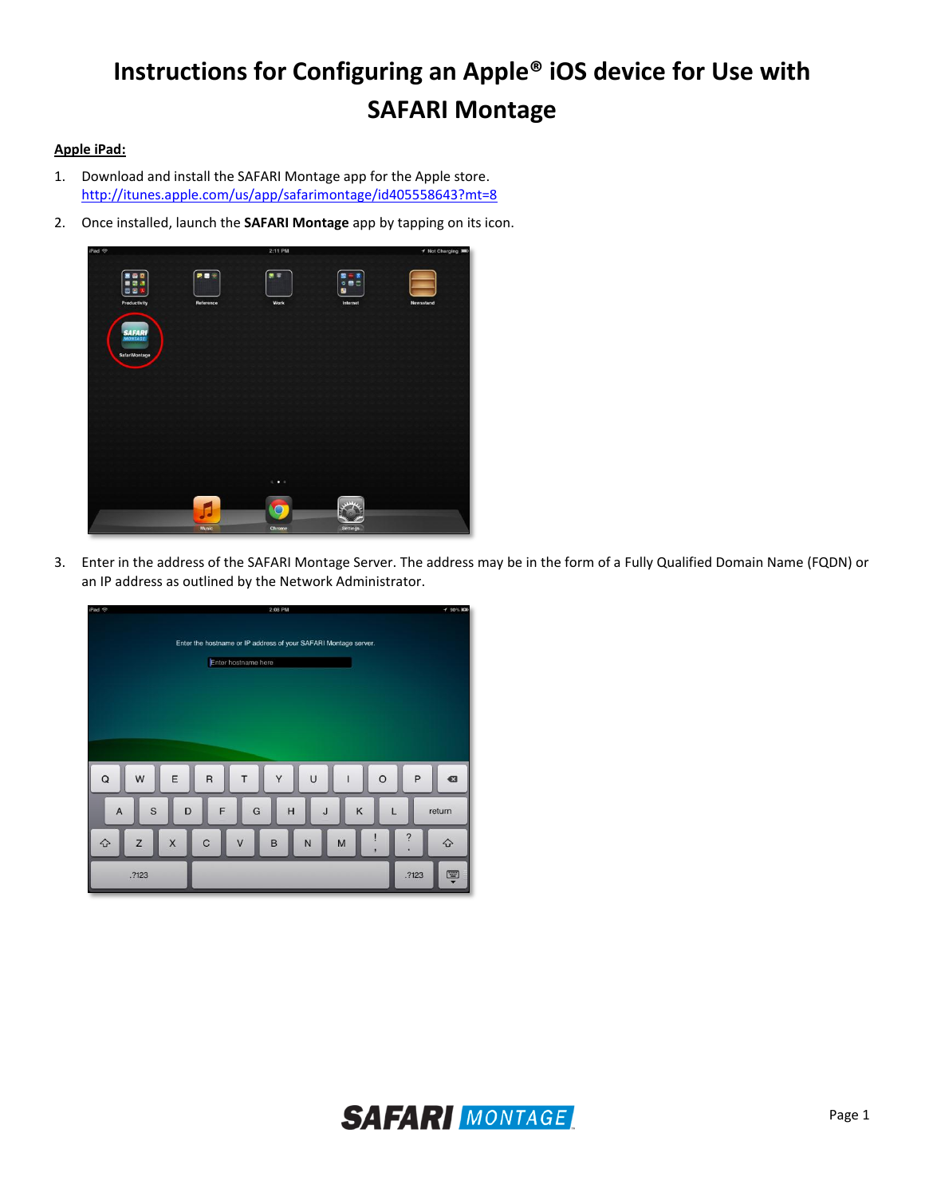# Instructions for Configuring an Apple® iOS device for Use with SAFARI Montage

**Apple iPad:**

1. Download and install the SAFARI Montage app for the Apple store. http://itunes.apple.com/us/app/safarimontage/id405558643?mt=8
2. Once installed, launch the **SAFARI Montage** app by tapping on its icon.
3. Enter in the address of the SAFARI Montage Server. The address may be in the form of a Fully Qualified Domain Name (FQDN) or an IP address as outlined by the Network Administrator.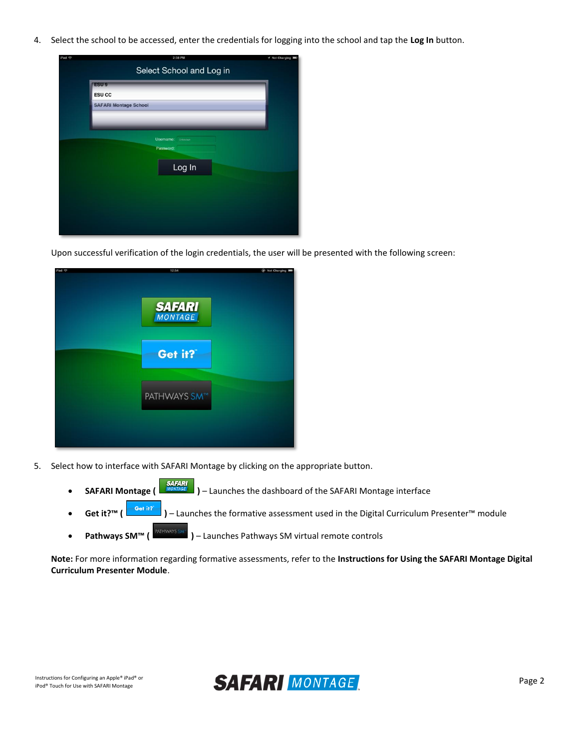4. Select the school to be accessed, enter the credentials for logging into the school and tap the **Log In** button.

   Upon successful verification of the login credentials, the user will be presented with the following screen:

5. Select how to interface with SAFARI Montage by clicking on the appropriate button.

   - **SAFARI Montage (** **)** – Launches the dashboard of the SAFARI Montage interface
   - **Get it?™ (** **)** – Launches the formative assessment used in the Digital Curriculum Presenter™ module
   - **Pathways SM™ (** **)** – Launches Pathways SM virtual remote controls

   **Note:** For more information regarding formative assessments, refer to the **Instructions for Using the SAFARI Montage Digital Curriculum Presenter Module**.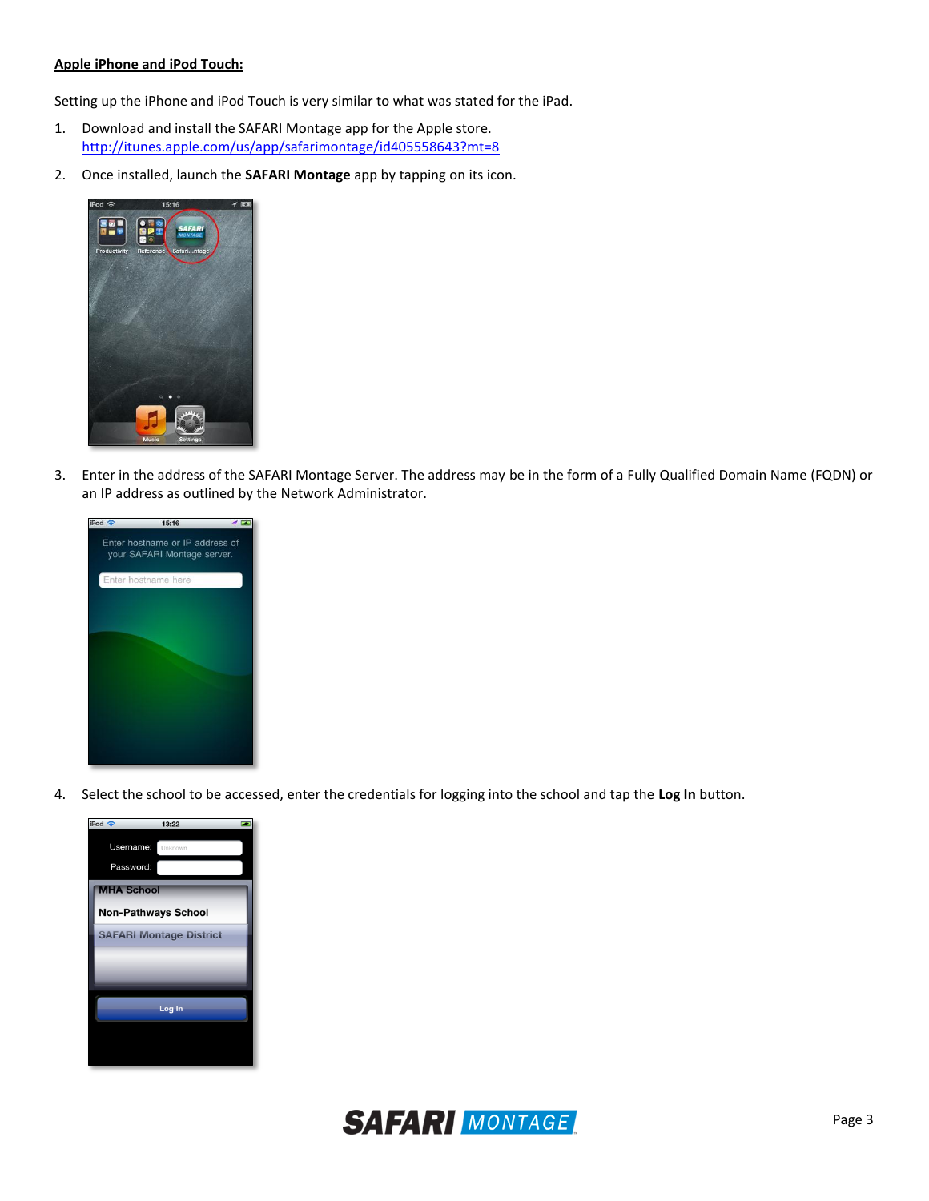**Apple iPhone and iPod Touch:**

Setting up the iPhone and iPod Touch is very similar to what was stated for the iPad.

1. Download and install the SAFARI Montage app for the Apple store. http://itunes.apple.com/us/app/safarimontage/id405558643?mt=8
2. Once installed, launch the **SAFARI Montage** app by tapping on its icon.
3. Enter in the address of the SAFARI Montage Server. The address may be in the form of a Fully Qualified Domain Name (FQDN) or an IP address as outlined by the Network Administrator.
4. Select the school to be accessed, enter the credentials for logging into the school and tap the **Log In** button.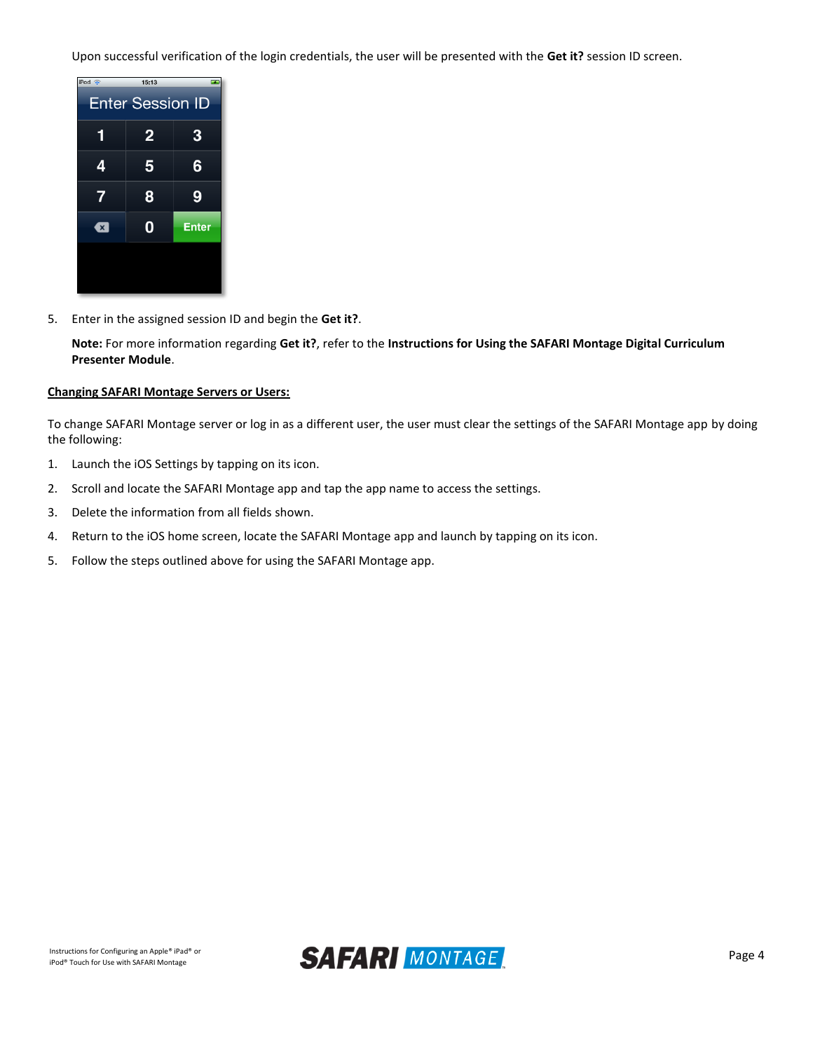Upon successful verification of the login credentials, the user will be presented with the **Get it?** session ID screen.

5. Enter in the assigned session ID and begin the **Get it?**.

   **Note:** For more information regarding **Get it?**, refer to the **Instructions for Using the SAFARI Montage Digital Curriculum Presenter Module**.

**Changing SAFARI Montage Servers or Users:**

To change SAFARI Montage server or log in as a different user, the user must clear the settings of the SAFARI Montage app by doing the following:

1. Launch the iOS Settings by tapping on its icon.
2. Scroll and locate the SAFARI Montage app and tap the app name to access the settings.
3. Delete the information from all fields shown.
4. Return to the iOS home screen, locate the SAFARI Montage app and launch by tapping on its icon.
5. Follow the steps outlined above for using the SAFARI Montage app.